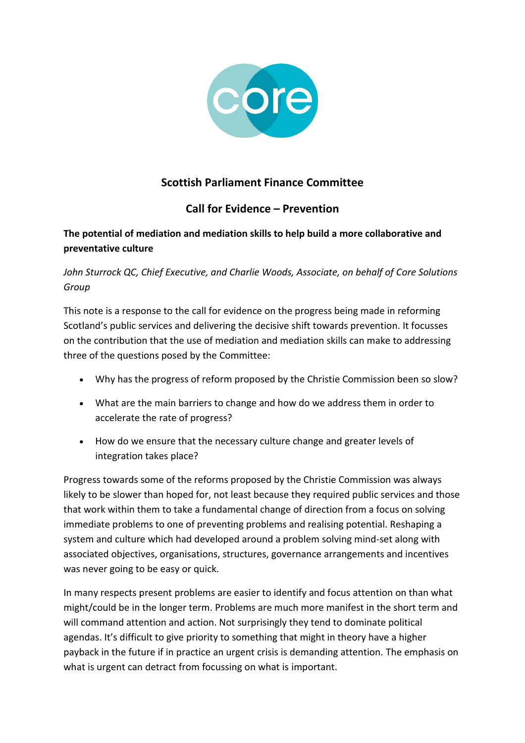core

## Scottish Parliament Finance Committee

## Call for Evidence – Prevention

**The potential of mediation and mediation skills to help build a more collaborative and preventative culture**

*John Sturrock QC, Chief Executive, and Charlie Woods, Associate, on behalf of Core Solutions Group*

This note is a response to the call for evidence on the progress being made in reforming Scotland's public services and delivering the decisive shift towards prevention. It focusses on the contribution that the use of mediation and mediation skills can make to addressing three of the questions posed by the Committee:

- Why has the progress of reform proposed by the Christie Commission been so slow?
- What are the main barriers to change and how do we address them in order to accelerate the rate of progress?
- How do we ensure that the necessary culture change and greater levels of integration takes place?

Progress towards some of the reforms proposed by the Christie Commission was always likely to be slower than hoped for, not least because they required public services and those that work within them to take a fundamental change of direction from a focus on solving immediate problems to one of preventing problems and realising potential. Reshaping a system and culture which had developed around a problem solving mind-set along with associated objectives, organisations, structures, governance arrangements and incentives was never going to be easy or quick.

In many respects present problems are easier to identify and focus attention on than what might/could be in the longer term. Problems are much more manifest in the short term and will command attention and action. Not surprisingly they tend to dominate political agendas. It's difficult to give priority to something that might in theory have a higher payback in the future if in practice an urgent crisis is demanding attention. The emphasis on what is urgent can detract from focussing on what is important.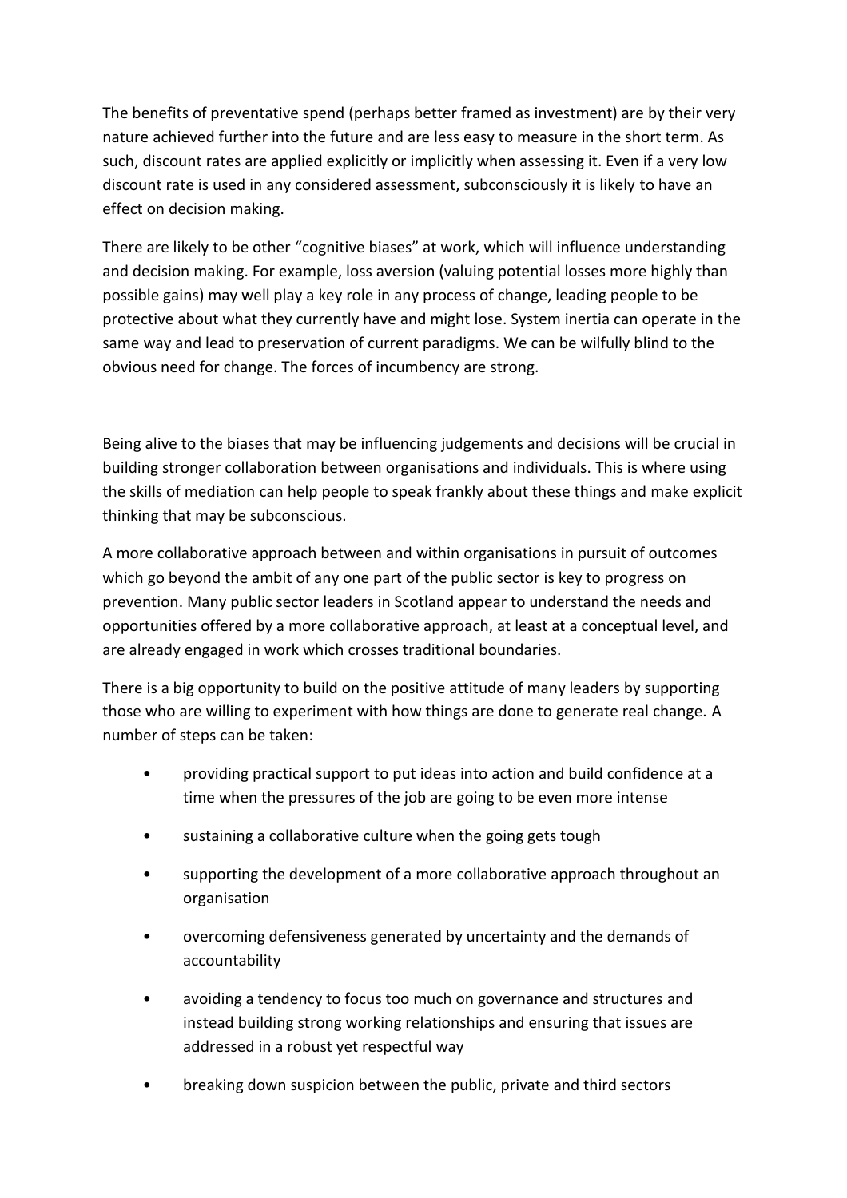The benefits of preventative spend (perhaps better framed as investment) are by their very nature achieved further into the future and are less easy to measure in the short term. As such, discount rates are applied explicitly or implicitly when assessing it. Even if a very low discount rate is used in any considered assessment, subconsciously it is likely to have an effect on decision making.

There are likely to be other "cognitive biases" at work, which will influence understanding and decision making. For example, loss aversion (valuing potential losses more highly than possible gains) may well play a key role in any process of change, leading people to be protective about what they currently have and might lose. System inertia can operate in the same way and lead to preservation of current paradigms. We can be wilfully blind to the obvious need for change. The forces of incumbency are strong.

Being alive to the biases that may be influencing judgements and decisions will be crucial in building stronger collaboration between organisations and individuals. This is where using the skills of mediation can help people to speak frankly about these things and make explicit thinking that may be subconscious.

A more collaborative approach between and within organisations in pursuit of outcomes which go beyond the ambit of any one part of the public sector is key to progress on prevention. Many public sector leaders in Scotland appear to understand the needs and opportunities offered by a more collaborative approach, at least at a conceptual level, and are already engaged in work which crosses traditional boundaries.

There is a big opportunity to build on the positive attitude of many leaders by supporting those who are willing to experiment with how things are done to generate real change. A number of steps can be taken:

- providing practical support to put ideas into action and build confidence at a time when the pressures of the job are going to be even more intense
- sustaining a collaborative culture when the going gets tough
- supporting the development of a more collaborative approach throughout an organisation
- overcoming defensiveness generated by uncertainty and the demands of accountability
- avoiding a tendency to focus too much on governance and structures and instead building strong working relationships and ensuring that issues are addressed in a robust yet respectful way
- breaking down suspicion between the public, private and third sectors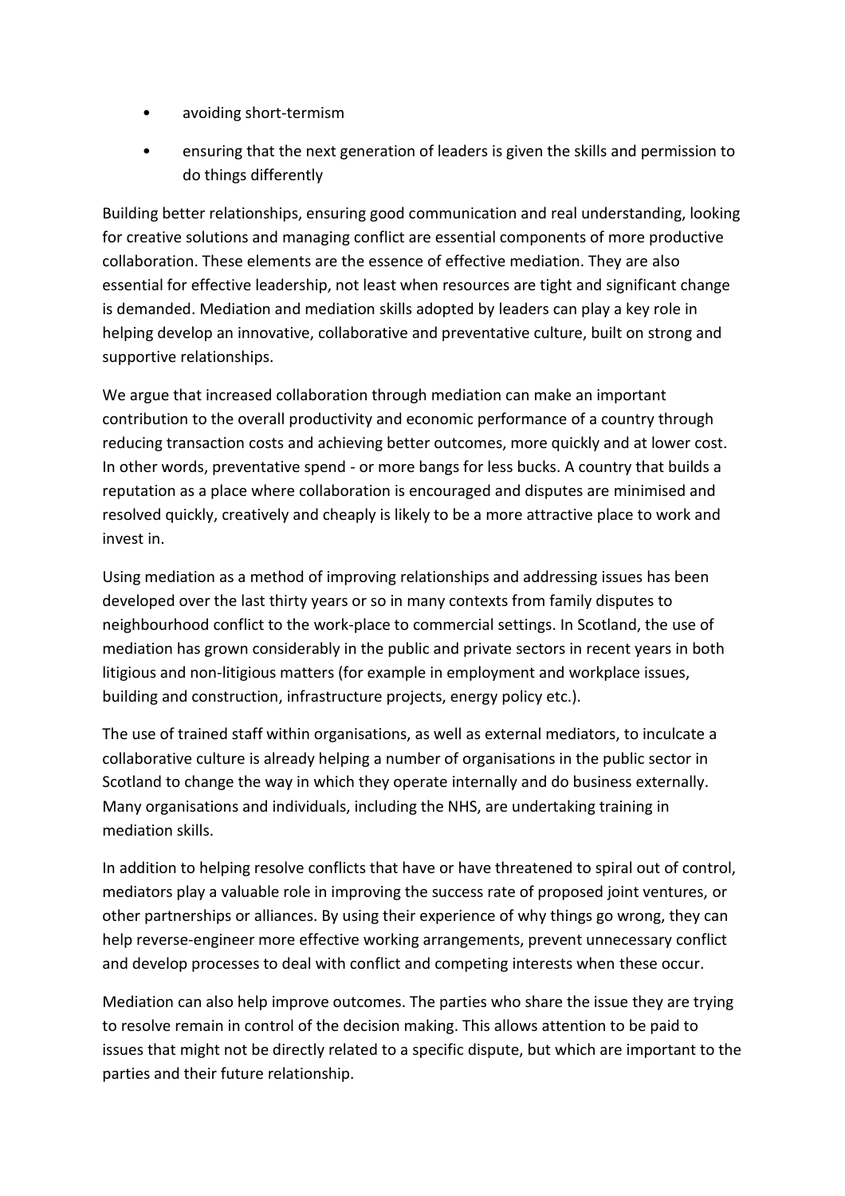- avoiding short-termism
- ensuring that the next generation of leaders is given the skills and permission to do things differently

Building better relationships, ensuring good communication and real understanding, looking for creative solutions and managing conflict are essential components of more productive collaboration. These elements are the essence of effective mediation. They are also essential for effective leadership, not least when resources are tight and significant change is demanded. Mediation and mediation skills adopted by leaders can play a key role in helping develop an innovative, collaborative and preventative culture, built on strong and supportive relationships.

We argue that increased collaboration through mediation can make an important contribution to the overall productivity and economic performance of a country through reducing transaction costs and achieving better outcomes, more quickly and at lower cost. In other words, preventative spend - or more bangs for less bucks. A country that builds a reputation as a place where collaboration is encouraged and disputes are minimised and resolved quickly, creatively and cheaply is likely to be a more attractive place to work and invest in.

Using mediation as a method of improving relationships and addressing issues has been developed over the last thirty years or so in many contexts from family disputes to neighbourhood conflict to the work-place to commercial settings. In Scotland, the use of mediation has grown considerably in the public and private sectors in recent years in both litigious and non-litigious matters (for example in employment and workplace issues, building and construction, infrastructure projects, energy policy etc.).

The use of trained staff within organisations, as well as external mediators, to inculcate a collaborative culture is already helping a number of organisations in the public sector in Scotland to change the way in which they operate internally and do business externally. Many organisations and individuals, including the NHS, are undertaking training in mediation skills.

In addition to helping resolve conflicts that have or have threatened to spiral out of control, mediators play a valuable role in improving the success rate of proposed joint ventures, or other partnerships or alliances. By using their experience of why things go wrong, they can help reverse-engineer more effective working arrangements, prevent unnecessary conflict and develop processes to deal with conflict and competing interests when these occur.

Mediation can also help improve outcomes. The parties who share the issue they are trying to resolve remain in control of the decision making. This allows attention to be paid to issues that might not be directly related to a specific dispute, but which are important to the parties and their future relationship.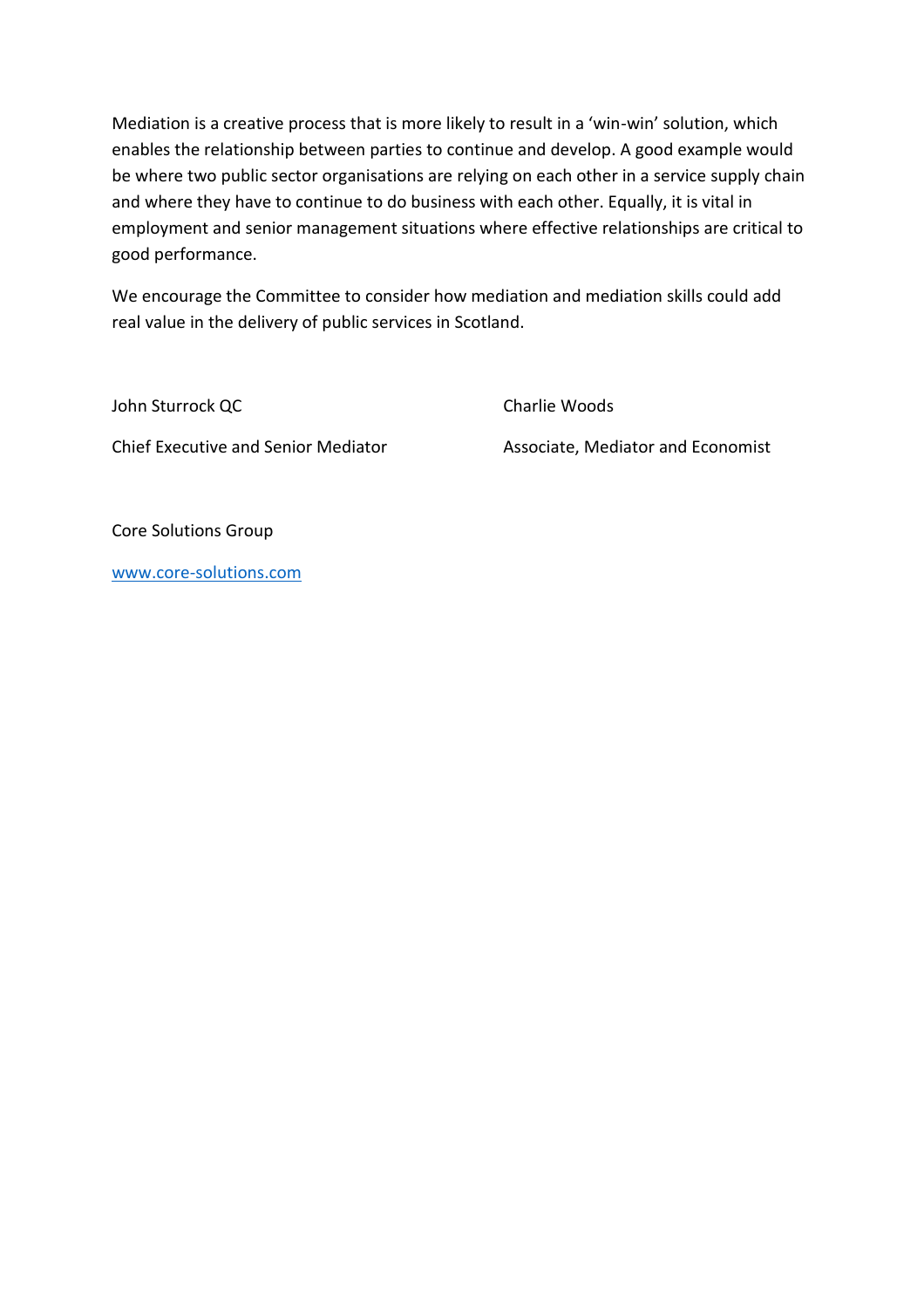Mediation is a creative process that is more likely to result in a 'win-win' solution, which enables the relationship between parties to continue and develop. A good example would be where two public sector organisations are relying on each other in a service supply chain and where they have to continue to do business with each other. Equally, it is vital in employment and senior management situations where effective relationships are critical to good performance.

We encourage the Committee to consider how mediation and mediation skills could add real value in the delivery of public services in Scotland.

John Sturrock QC

Chief Executive and Senior Mediator

Charlie Woods

Associate, Mediator and Economist

Core Solutions Group

[www.core-solutions.com](http://www.core-solutions.com)